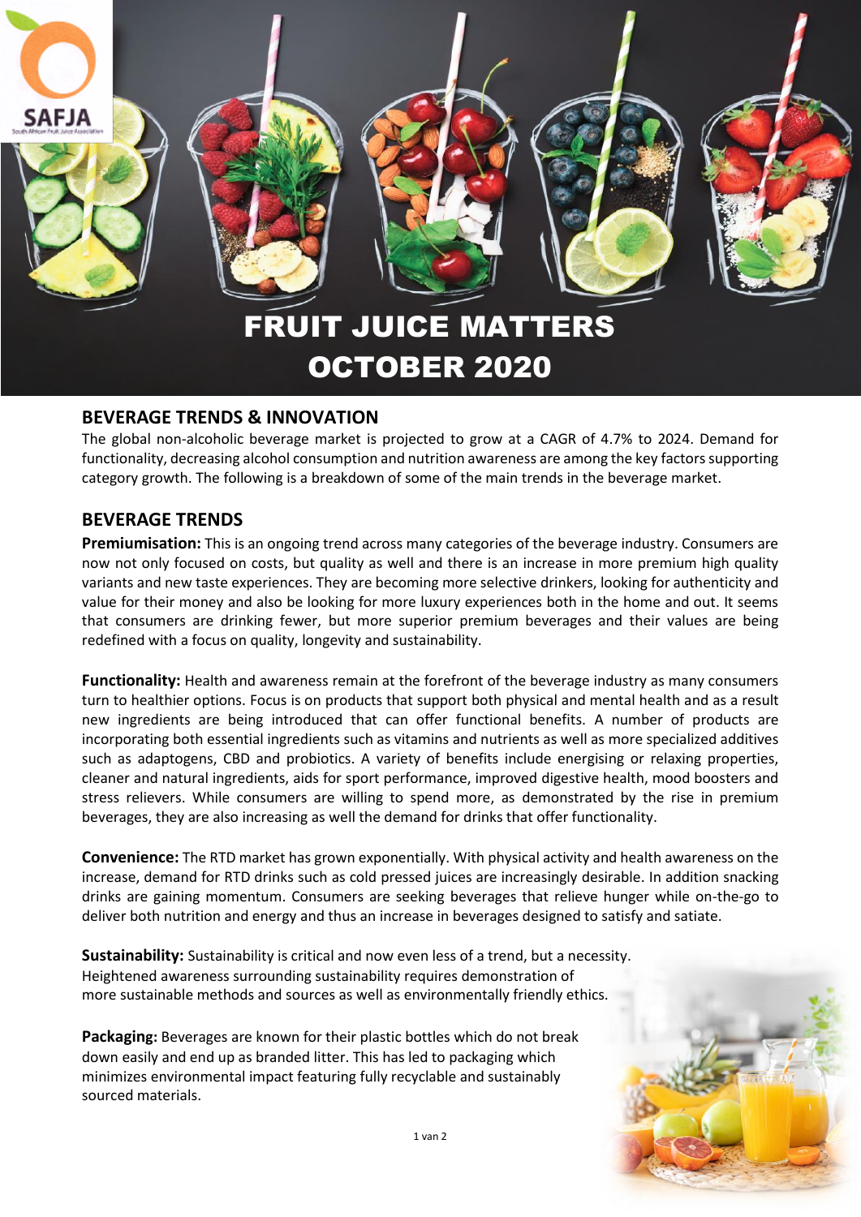# FRUIT JUICE MATTERS
# OCTOBER 2020

## BEVERAGE TRENDS & INNOVATION

The global non-alcoholic beverage market is projected to grow at a CAGR of 4.7% to 2024. Demand for functionality, decreasing alcohol consumption and nutrition awareness are among the key factors supporting category growth. The following is a breakdown of some of the main trends in the beverage market.

## BEVERAGE TRENDS

**Premiumisation:** This is an ongoing trend across many categories of the beverage industry. Consumers are now not only focused on costs, but quality as well and there is an increase in more premium high quality variants and new taste experiences. They are becoming more selective drinkers, looking for authenticity and value for their money and also be looking for more luxury experiences both in the home and out. It seems that consumers are drinking fewer, but more superior premium beverages and their values are being redefined with a focus on quality, longevity and sustainability.

**Functionality:** Health and awareness remain at the forefront of the beverage industry as many consumers turn to healthier options. Focus is on products that support both physical and mental health and as a result new ingredients are being introduced that can offer functional benefits. A number of products are incorporating both essential ingredients such as vitamins and nutrients as well as more specialized additives such as adaptogens, CBD and probiotics. A variety of benefits include energising or relaxing properties, cleaner and natural ingredients, aids for sport performance, improved digestive health, mood boosters and stress relievers. While consumers are willing to spend more, as demonstrated by the rise in premium beverages, they are also increasing as well the demand for drinks that offer functionality.

**Convenience:** The RTD market has grown exponentially. With physical activity and health awareness on the increase, demand for RTD drinks such as cold pressed juices are increasingly desirable. In addition snacking drinks are gaining momentum. Consumers are seeking beverages that relieve hunger while on-the-go to deliver both nutrition and energy and thus an increase in beverages designed to satisfy and satiate.

**Sustainability:** Sustainability is critical and now even less of a trend, but a necessity. Heightened awareness surrounding sustainability requires demonstration of more sustainable methods and sources as well as environmentally friendly ethics.

**Packaging:** Beverages are known for their plastic bottles which do not break down easily and end up as branded litter. This has led to packaging which minimizes environmental impact featuring fully recyclable and sustainably sourced materials.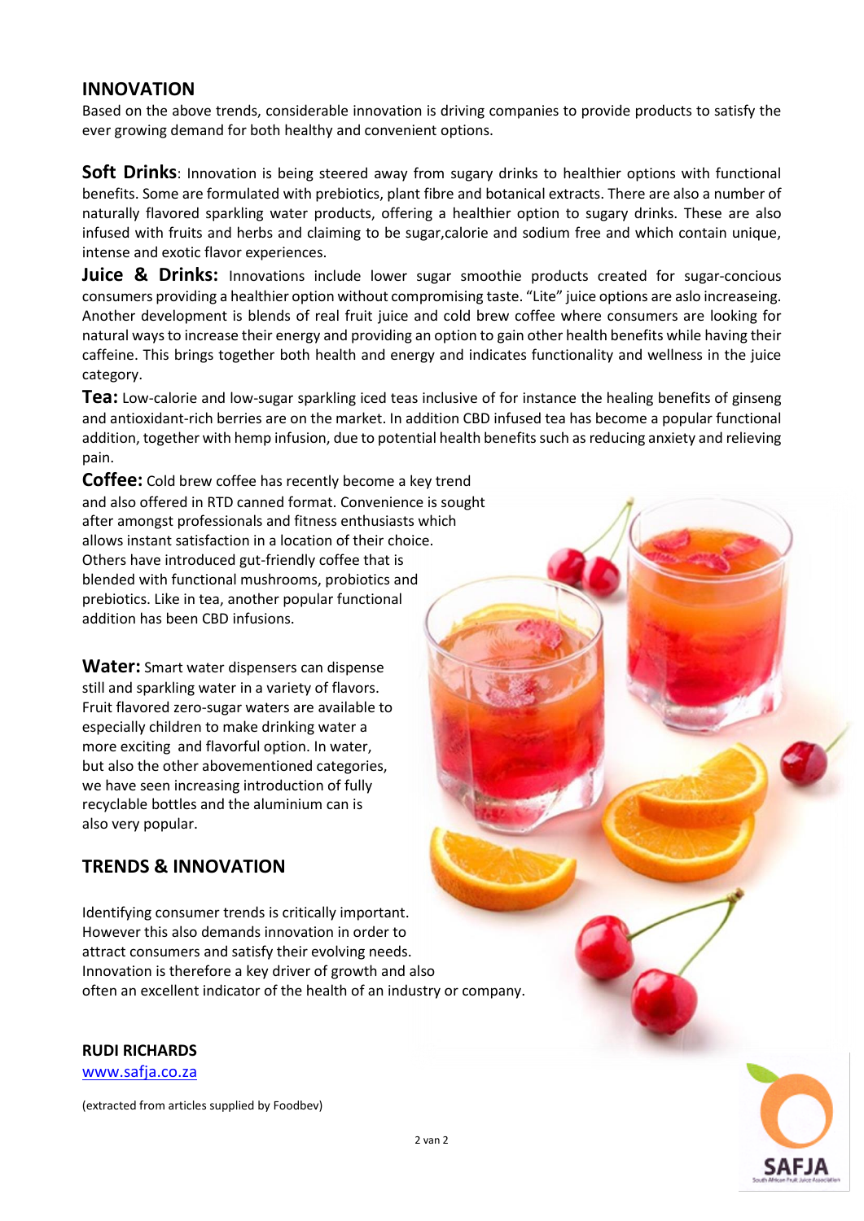## INNOVATION

Based on the above trends, considerable innovation is driving companies to provide products to satisfy the ever growing demand for both healthy and convenient options.

**Soft Drinks**: Innovation is being steered away from sugary drinks to healthier options with functional benefits. Some are formulated with prebiotics, plant fibre and botanical extracts. There are also a number of naturally flavored sparkling water products, offering a healthier option to sugary drinks. These are also infused with fruits and herbs and claiming to be sugar,calorie and sodium free and which contain unique, intense and exotic flavor experiences.

**Juice & Drinks:** Innovations include lower sugar smoothie products created for sugar-concious consumers providing a healthier option without compromising taste. "Lite" juice options are aslo increaseing. Another development is blends of real fruit juice and cold brew coffee where consumers are looking for natural ways to increase their energy and providing an option to gain other health benefits while having their caffeine. This brings together both health and energy and indicates functionality and wellness in the juice category.

**Tea:** Low-calorie and low-sugar sparkling iced teas inclusive of for instance the healing benefits of ginseng and antioxidant-rich berries are on the market. In addition CBD infused tea has become a popular functional addition, together with hemp infusion, due to potential health benefits such as reducing anxiety and relieving pain.

**Coffee:** Cold brew coffee has recently become a key trend and also offered in RTD canned format. Convenience is sought after amongst professionals and fitness enthusiasts which allows instant satisfaction in a location of their choice. Others have introduced gut-friendly coffee that is blended with functional mushrooms, probiotics and prebiotics. Like in tea, another popular functional addition has been CBD infusions.

**Water:** Smart water dispensers can dispense still and sparkling water in a variety of flavors. Fruit flavored zero-sugar waters are available to especially children to make drinking water a more exciting and flavorful option. In water, but also the other abovementioned categories, we have seen increasing introduction of fully recyclable bottles and the aluminium can is also very popular.

## TRENDS & INNOVATION

Identifying consumer trends is critically important. However this also demands innovation in order to attract consumers and satisfy their evolving needs. Innovation is therefore a key driver of growth and also often an excellent indicator of the health of an industry or company.

**RUDI RICHARDS**
www.safja.co.za

(extracted from articles supplied by Foodbev)